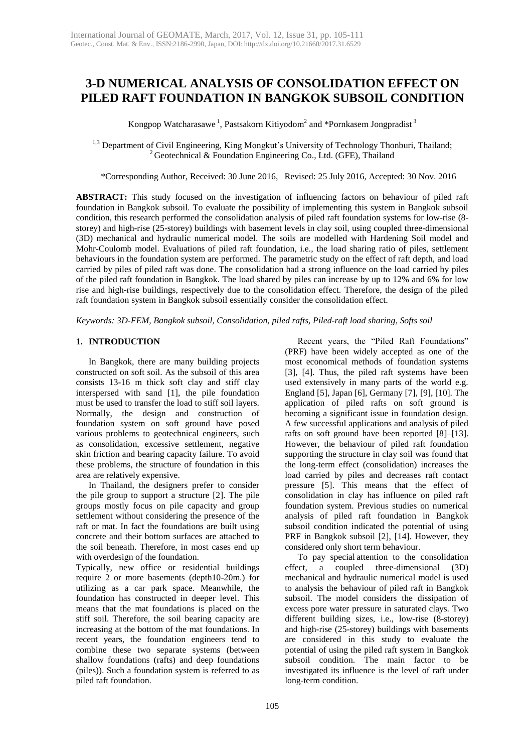# 3-D NUMERICAL ANALYSIS OF CONSOLIDATION EFFECT ON PILED RAFT FOUNDATION IN BANGKOK SUBSOIL CONDITION

Kongpop Watcharasawe [1], Pastsakorn Kitiyodom[2] and *Pornkasem Jongpradist [3]

[1,3] Department of Civil Engineering, King Mongkut's University of Technology Thonburi, Thailand;
[2] Geotechnical & Foundation Engineering Co., Ltd. (GFE), Thailand

*Corresponding Author, Received: 30 June 2016, Revised: 25 July 2016, Accepted: 30 Nov. 2016

**ABSTRACT:** This study focused on the investigation of influencing factors on behaviour of piled raft foundation in Bangkok subsoil. To evaluate the possibility of implementing this system in Bangkok subsoil condition, this research performed the consolidation analysis of piled raft foundation systems for low-rise (8-storey) and high-rise (25-storey) buildings with basement levels in clay soil, using coupled three-dimensional (3D) mechanical and hydraulic numerical model. The soils are modelled with Hardening Soil model and Mohr-Coulomb model. Evaluations of piled raft foundation, i.e., the load sharing ratio of piles, settlement behaviours in the foundation system are performed. The parametric study on the effect of raft depth, and load carried by piles of piled raft was done. The consolidation had a strong influence on the load carried by piles of the piled raft foundation in Bangkok. The load shared by piles can increase by up to 12% and 6% for low rise and high-rise buildings, respectively due to the consolidation effect. Therefore, the design of the piled raft foundation system in Bangkok subsoil essentially consider the consolidation effect.

*Keywords: 3D-FEM, Bangkok subsoil, Consolidation, piled rafts, Piled-raft load sharing, Softs soil*

## 1. INTRODUCTION

In Bangkok, there are many building projects constructed on soft soil. As the subsoil of this area consists 13-16 m thick soft clay and stiff clay interspersed with sand [1], the pile foundation must be used to transfer the load to stiff soil layers. Normally, the design and construction of foundation system on soft ground have posed various problems to geotechnical engineers, such as consolidation, excessive settlement, negative skin friction and bearing capacity failure. To avoid these problems, the structure of foundation in this area are relatively expensive.

In Thailand, the designers prefer to consider the pile group to support a structure [2]. The pile groups mostly focus on pile capacity and group settlement without considering the presence of the raft or mat. In fact the foundations are built using concrete and their bottom surfaces are attached to the soil beneath. Therefore, in most cases end up with overdesign of the foundation.

Typically, new office or residential buildings require 2 or more basements (depth10-20m.) for utilizing as a car park space. Meanwhile, the foundation has constructed in deeper level. This means that the mat foundations is placed on the stiff soil. Therefore, the soil bearing capacity are increasing at the bottom of the mat foundations. In recent years, the foundation engineers tend to combine these two separate systems (between shallow foundations (rafts) and deep foundations (piles)). Such a foundation system is referred to as piled raft foundation.

Recent years, the "Piled Raft Foundations" (PRF) have been widely accepted as one of the most economical methods of foundation systems [3], [4]. Thus, the piled raft systems have been used extensively in many parts of the world e.g. England [5], Japan [6], Germany [7], [9], [10]. The application of piled rafts on soft ground is becoming a significant issue in foundation design. A few successful applications and analysis of piled rafts on soft ground have been reported [8]–[13]. However, the behaviour of piled raft foundation supporting the structure in clay soil was found that the long-term effect (consolidation) increases the load carried by piles and decreases raft contact pressure [5]. This means that the effect of consolidation in clay has influence on piled raft foundation system. Previous studies on numerical analysis of piled raft foundation in Bangkok subsoil condition indicated the potential of using PRF in Bangkok subsoil [2], [14]. However, they considered only short term behaviour.

To pay special attention to the consolidation effect, a coupled three-dimensional (3D) mechanical and hydraulic numerical model is used to analysis the behaviour of piled raft in Bangkok subsoil. The model considers the dissipation of excess pore water pressure in saturated clays. Two different building sizes, i.e., low-rise (8-storey) and high-rise (25-storey) buildings with basements are considered in this study to evaluate the potential of using the piled raft system in Bangkok subsoil condition. The main factor to be investigated its influence is the level of raft under long-term condition.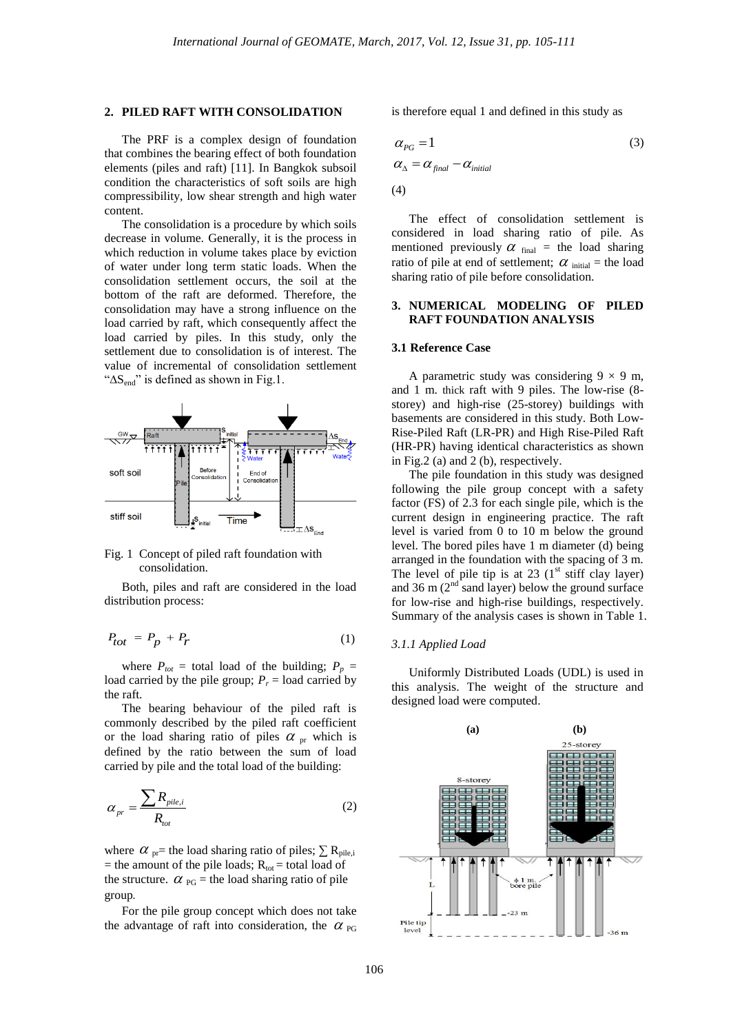## 2. PILED RAFT WITH CONSOLIDATION

The PRF is a complex design of foundation that combines the bearing effect of both foundation elements (piles and raft) [11]. In Bangkok subsoil condition the characteristics of soft soils are high compressibility, low shear strength and high water content.

The consolidation is a procedure by which soils decrease in volume. Generally, it is the process in which reduction in volume takes place by eviction of water under long term static loads. When the consolidation settlement occurs, the soil at the bottom of the raft are deformed. Therefore, the consolidation may have a strong influence on the load carried by raft, which consequently affect the load carried by piles. In this study, only the settlement due to consolidation is of interest. The value of incremental of consolidation settlement "$\Delta S_{end}$" is defined as shown in Fig.1.

Fig. 1 Concept of piled raft foundation with consolidation.

Both, piles and raft are considered in the load distribution process:

$$P_{tot} = P_p + P_r \tag{1}$$

where $P_{tot}$ = total load of the building; $P_p$ = load carried by the pile group; $P_r$ = load carried by the raft.

The bearing behaviour of the piled raft is commonly described by the piled raft coefficient or the load sharing ratio of piles $\alpha_{pr}$ which is defined by the ratio between the sum of load carried by pile and the total load of the building:

$$\alpha_{pr} = \frac{\sum R_{pile,i}}{R_{tot}} \tag{2}$$

where $\alpha_{pr}$= the load sharing ratio of piles; $\sum R_{pile,i}$ = the amount of the pile loads; $R_{tot}$ = total load of the structure. $\alpha_{PG}$ = the load sharing ratio of pile group.

For the pile group concept which does not take the advantage of raft into consideration, the $\alpha_{PG}$ is therefore equal 1 and defined in this study as

$$\alpha_{PG} = 1 \tag{3}$$

$$\alpha_{\Delta} = \alpha_{final} - \alpha_{initial} \tag{4}$$

The effect of consolidation settlement is considered in load sharing ratio of pile. As mentioned previously $\alpha_{final}$ = the load sharing ratio of pile at end of settlement; $\alpha_{initial}$ = the load sharing ratio of pile before consolidation.

## 3. NUMERICAL MODELING OF PILED RAFT FOUNDATION ANALYSIS

### 3.1 Reference Case

A parametric study was considering 9 × 9 m, and 1 m. thick raft with 9 piles. The low-rise (8-storey) and high-rise (25-storey) buildings with basements are considered in this study. Both Low-Rise-Piled Raft (LR-PR) and High Rise-Piled Raft (HR-PR) having identical characteristics as shown in Fig.2 (a) and 2 (b), respectively.

The pile foundation in this study was designed following the pile group concept with a safety factor (FS) of 2.3 for each single pile, which is the current design in engineering practice. The raft level is varied from 0 to 10 m below the ground level. The bored piles have 1 m diameter (d) being arranged in the foundation with the spacing of 3 m. The level of pile tip is at 23 (1st stiff clay layer) and 36 m (2nd sand layer) below the ground surface for low-rise and high-rise buildings, respectively. Summary of the analysis cases is shown in Table 1.

#### *3.1.1 Applied Load*

Uniformly Distributed Loads (UDL) is used in this analysis. The weight of the structure and designed load were computed.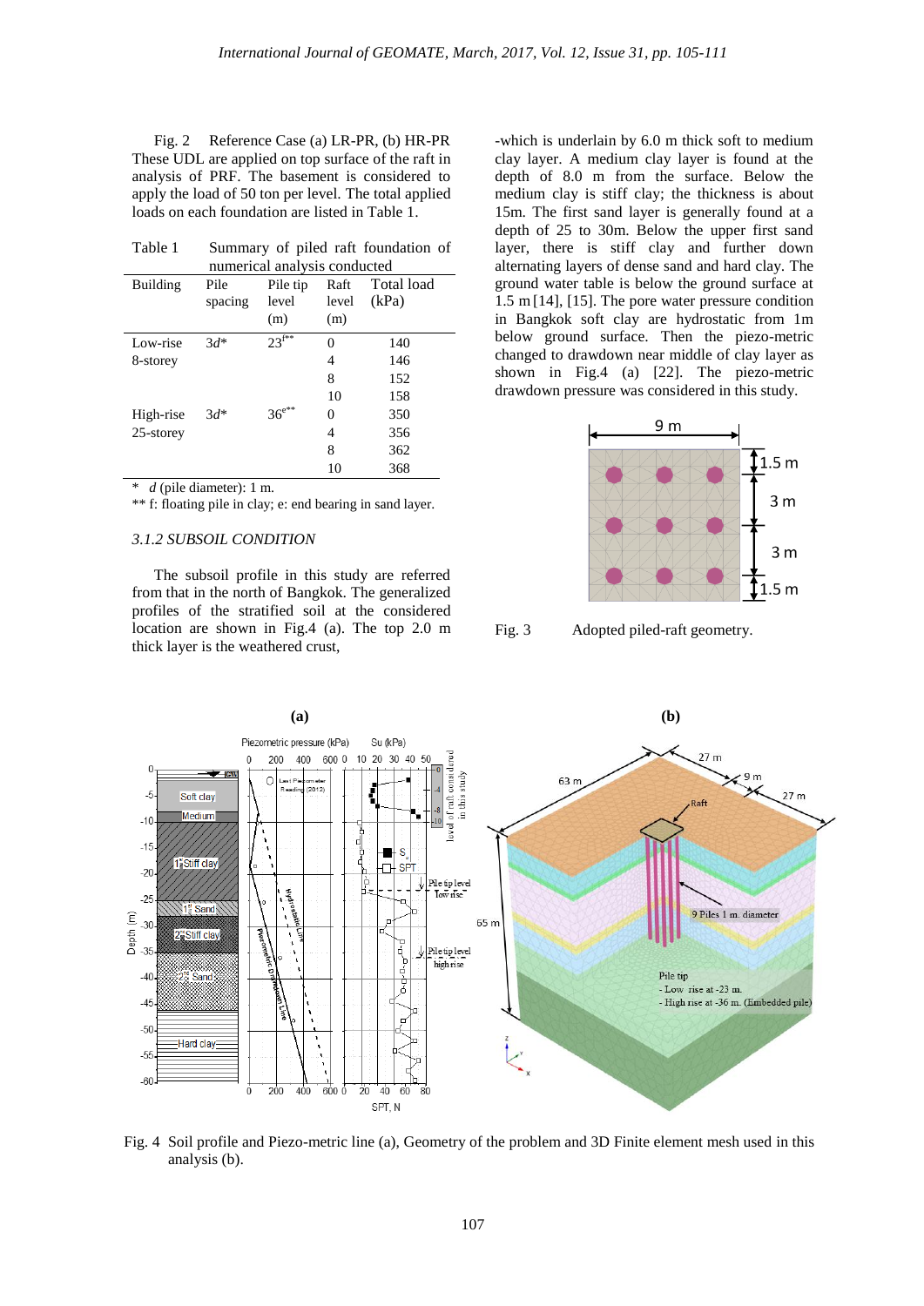Fig. 2 Reference Case (a) LR-PR, (b) HR-PR

These UDL are applied on top surface of the raft in analysis of PRF. The basement is considered to apply the load of 50 ton per level. The total applied loads on each foundation are listed in Table 1.

Table 1 Summary of piled raft foundation of numerical analysis conducted

| Building | Pile spacing | Pile tip level (m) | Raft level (m) | Total load (kPa) |
|---|---|---|---|---|
| Low-rise 8-storey | 3*d** | 23[f**] | 0 | 140 |
| | | | 4 | 146 |
| | | | 8 | 152 |
| | | | 10 | 158 |
| High-rise 25-storey | 3*d** | 36[e**] | 0 | 350 |
| | | | 4 | 356 |
| | | | 8 | 362 |
| | | | 10 | 368 |

\* *d* (pile diameter): 1 m.

** f: floating pile in clay; e: end bearing in sand layer.

### *3.1.2 SUBSOIL CONDITION*

The subsoil profile in this study are referred from that in the north of Bangkok. The generalized profiles of the stratified soil at the considered location are shown in Fig.4 (a). The top 2.0 m thick layer is the weathered crust, -which is underlain by 6.0 m thick soft to medium clay layer. A medium clay layer is found at the depth of 8.0 m from the surface. Below the medium clay is stiff clay; the thickness is about 15m. The first sand layer is generally found at a depth of 25 to 30m. Below the upper first sand layer, there is stiff clay and further down alternating layers of dense sand and hard clay. The ground water table is below the ground surface at 1.5 m [14], [15]. The pore water pressure condition in Bangkok soft clay are hydrostatic from 1m below ground surface. Then the piezo-metric changed to drawdown near middle of clay layer as shown in Fig.4 (a) [22]. The piezo-metric drawdown pressure was considered in this study.

Fig. 3 Adopted piled-raft geometry.

Fig. 4 Soil profile and Piezo-metric line (a), Geometry of the problem and 3D Finite element mesh used in this analysis (b).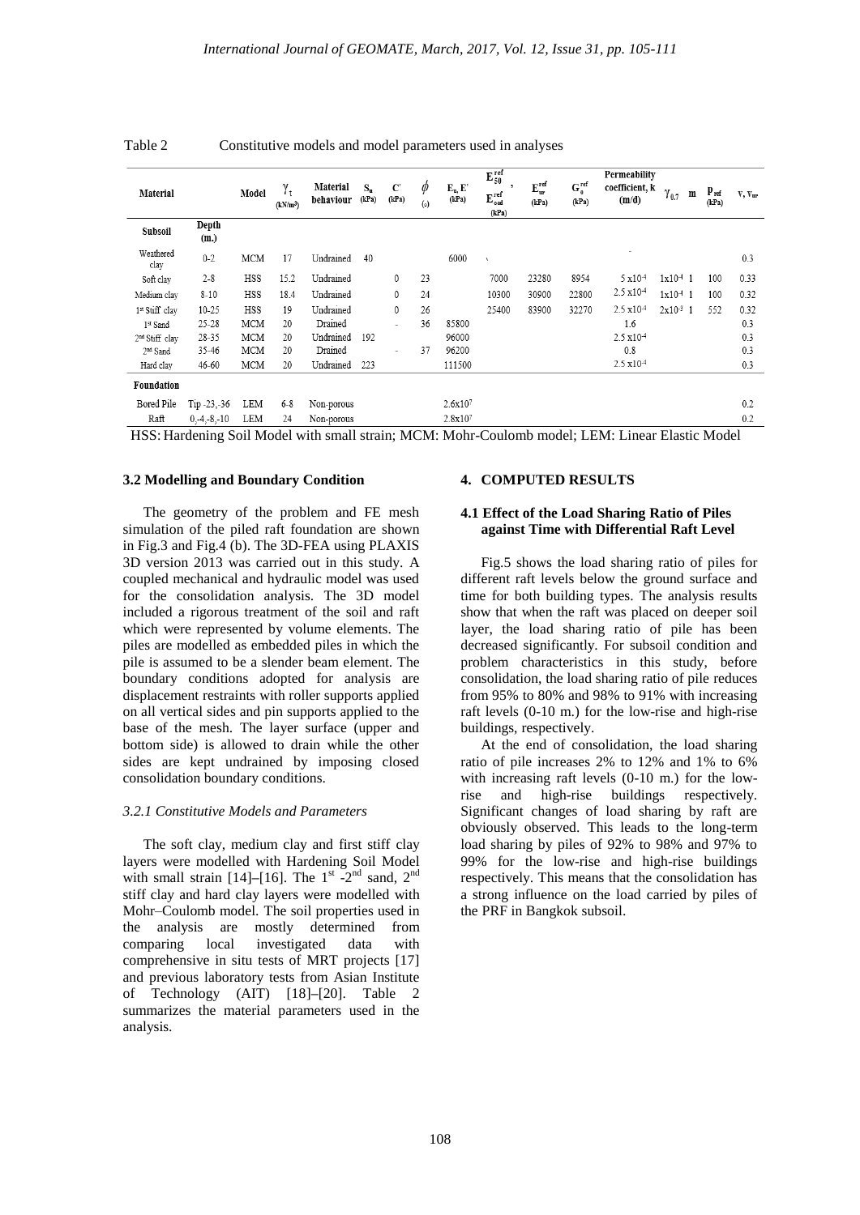Table 2 Constitutive models and model parameters used in analyses

| Material | | Model | $\gamma_t$ (kN/m³) | Material behaviour | $S_u$ (kPa) | C' (kPa) | $\phi$ (◦) | $E_u$, E' (kPa) | $E_{50}^{ref}$, $E_{oed}^{ref}$ (kPa) | $E_{ur}^{ref}$ (kPa) | $G_0^{ref}$ (kPa) | Permeability coefficient, k (m/d) | $\gamma_{0.7}$ | m | $p_{ref}$ (kPa) | v, $v_{ur}$ |
|---|---|---|---|---|---|---|---|---|---|---|---|---|---|---|---|---|
| **Subsoil** | **Depth (m.)** | | | | | | | | | | | | | | | |
| Weathered clay | 0-2 | MCM | 17 | Undrained | 40 | | | 6000 | | | | - | | | | 0.3 |
| Soft clay | 2-8 | HSS | 15.2 | Undrained | | 0 | 23 | | 7000 | 23280 | 8954 | $5 \times 10^{-4}$ | $1\times10^{-4}$ | 1 | 100 | 0.33 |
| Medium clay | 8-10 | HSS | 18.4 | Undrained | | 0 | 24 | | 10300 | 30900 | 22800 | $2.5 \times 10^{-4}$ | $1\times10^{-4}$ | 1 | 100 | 0.32 |
| 1st Stiff clay | 10-25 | HSS | 19 | Undrained | | 0 | 26 | | 25400 | 83900 | 32270 | $2.5 \times 10^{-4}$ | $2\times10^{-3}$ | 1 | 552 | 0.32 |
| 1st Sand | 25-28 | MCM | 20 | Drained | | - | 36 | 85800 | | | | 1.6 | | | | 0.3 |
| 2nd Stiff clay | 28-35 | MCM | 20 | Undrained | 192 | | | 96000 | | | | $2.5 \times 10^{-4}$ | | | | 0.3 |
| 2nd Sand | 35-46 | MCM | 20 | Drained | | - | 37 | 96200 | | | | 0.8 | | | | 0.3 |
| Hard clay | 46-60 | MCM | 20 | Undrained | 223 | | | 111500 | | | | $2.5 \times 10^{-4}$ | | | | 0.3 |
| **Foundation** | | | | | | | | | | | | | | | | |
| Bored Pile | Tip -23,-36 | LEM | 6-8 | Non-porous | | | | $2.6\times10^{7}$ | | | | | | | | 0.2 |
| Raft | 0,-4,-8,-10 | LEM | 24 | Non-porous | | | | $2.8\times10^{7}$ | | | | | | | | 0.2 |

HSS: Hardening Soil Model with small strain; MCM: Mohr-Coulomb model; LEM: Linear Elastic Model

### 3.2 Modelling and Boundary Condition

The geometry of the problem and FE mesh simulation of the piled raft foundation are shown in Fig.3 and Fig.4 (b). The 3D-FEA using PLAXIS 3D version 2013 was carried out in this study. A coupled mechanical and hydraulic model was used for the consolidation analysis. The 3D model included a rigorous treatment of the soil and raft which were represented by volume elements. The piles are modelled as embedded piles in which the pile is assumed to be a slender beam element. The boundary conditions adopted for analysis are displacement restraints with roller supports applied on all vertical sides and pin supports applied to the base of the mesh. The layer surface (upper and bottom side) is allowed to drain while the other sides are kept undrained by imposing closed consolidation boundary conditions.

#### *3.2.1 Constitutive Models and Parameters*

The soft clay, medium clay and first stiff clay layers were modelled with Hardening Soil Model with small strain [14]–[16]. The 1st -2nd sand, 2nd stiff clay and hard clay layers were modelled with Mohr–Coulomb model. The soil properties used in the analysis are mostly determined from comparing local investigated data with comprehensive in situ tests of MRT projects [17] and previous laboratory tests from Asian Institute of Technology (AIT) [18]–[20]. Table 2 summarizes the material parameters used in the analysis.

## 4. COMPUTED RESULTS

### 4.1 Effect of the Load Sharing Ratio of Piles against Time with Differential Raft Level

Fig.5 shows the load sharing ratio of piles for different raft levels below the ground surface and time for both building types. The analysis results show that when the raft was placed on deeper soil layer, the load sharing ratio of pile has been decreased significantly. For subsoil condition and problem characteristics in this study, before consolidation, the load sharing ratio of pile reduces from 95% to 80% and 98% to 91% with increasing raft levels (0-10 m.) for the low-rise and high-rise buildings, respectively.

At the end of consolidation, the load sharing ratio of pile increases 2% to 12% and 1% to 6% with increasing raft levels (0-10 m.) for the low-rise and high-rise buildings respectively. Significant changes of load sharing by raft are obviously observed. This leads to the long-term load sharing by piles of 92% to 98% and 97% to 99% for the low-rise and high-rise buildings respectively. This means that the consolidation has a strong influence on the load carried by piles of the PRF in Bangkok subsoil.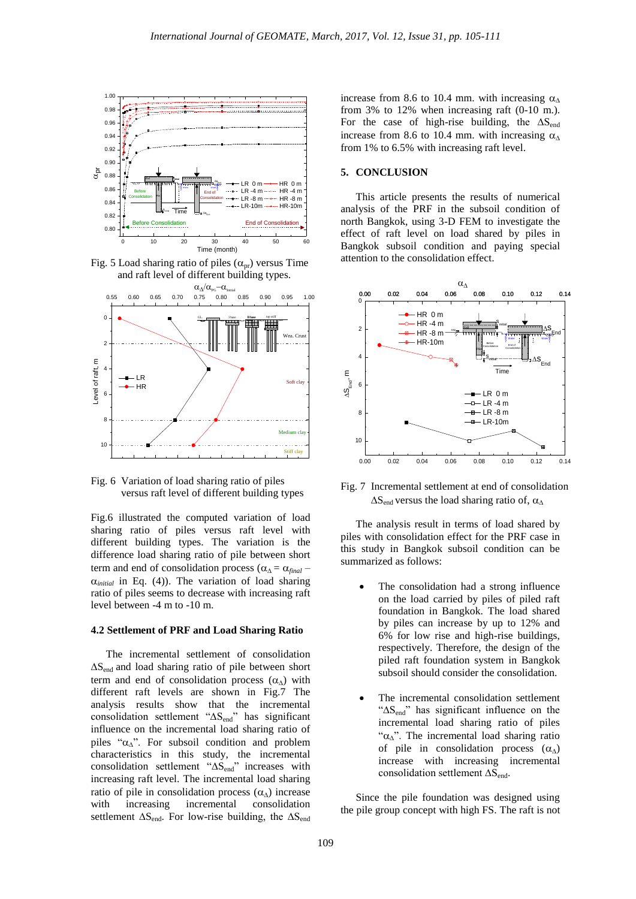Fig. 5 Load sharing ratio of piles ($\alpha_{pr}$) versus Time and raft level of different building types.

Fig. 6 Variation of load sharing ratio of piles versus raft level of different building types

Fig.6 illustrated the computed variation of load sharing ratio of piles versus raft level with different building types. The variation is the difference load sharing ratio of pile between short term and end of consolidation process ($\alpha_{\Delta} = \alpha_{final} - \alpha_{initial}$ in Eq. (4)). The variation of load sharing ratio of piles seems to decrease with increasing raft level between -4 m to -10 m.

### 4.2 Settlement of PRF and Load Sharing Ratio

The incremental settlement of consolidation $\Delta S_{end}$ and load sharing ratio of pile between short term and end of consolidation process ($\alpha_{\Delta}$) with different raft levels are shown in Fig.7 The analysis results show that the incremental consolidation settlement "$\Delta S_{end}$" has significant influence on the incremental load sharing ratio of piles "$\alpha_{\Delta}$". For subsoil condition and problem characteristics in this study, the incremental consolidation settlement "$\Delta S_{end}$" increases with increasing raft level. The incremental load sharing ratio of pile in consolidation process ($\alpha_{\Delta}$) increase with increasing incremental consolidation settlement $\Delta S_{end}$. For low-rise building, the $\Delta S_{end}$ increase from 8.6 to 10.4 mm. with increasing $\alpha_{\Delta}$ from 3% to 12% when increasing raft (0-10 m.). For the case of high-rise building, the $\Delta S_{end}$ increase from 8.6 to 10.4 mm. with increasing $\alpha_{\Delta}$ from 1% to 6.5% with increasing raft level.

## 5. CONCLUSION

This article presents the results of numerical analysis of the PRF in the subsoil condition of north Bangkok, using 3-D FEM to investigate the effect of raft level on load shared by piles in Bangkok subsoil condition and paying special attention to the consolidation effect.

Fig. 7 Incremental settlement at end of consolidation $\Delta S_{end}$ versus the load sharing ratio of, $\alpha_{\Delta}$

The analysis result in terms of load shared by piles with consolidation effect for the PRF case in this study in Bangkok subsoil condition can be summarized as follows:

- The consolidation had a strong influence on the load carried by piles of piled raft foundation in Bangkok. The load shared by piles can increase by up to 12% and 6% for low rise and high-rise buildings, respectively. Therefore, the design of the piled raft foundation system in Bangkok subsoil should consider the consolidation.

- The incremental consolidation settlement "$\Delta S_{end}$" has significant influence on the incremental load sharing ratio of piles "$\alpha_{\Delta}$". The incremental load sharing ratio of pile in consolidation process ($\alpha_{\Delta}$) increase with increasing incremental consolidation settlement $\Delta S_{end}$.

Since the pile foundation was designed using the pile group concept with high FS. The raft is not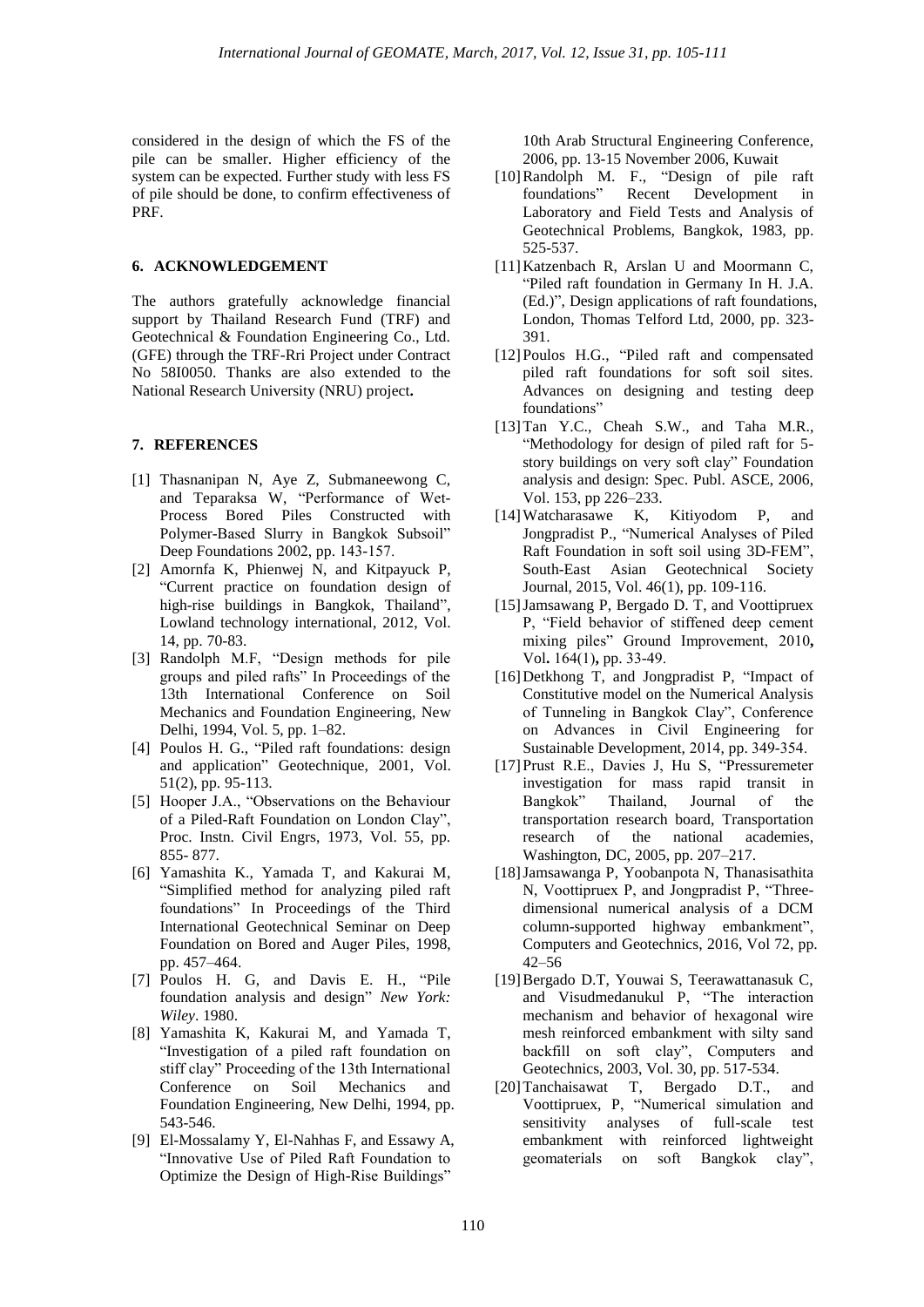considered in the design of which the FS of the pile can be smaller. Higher efficiency of the system can be expected. Further study with less FS of pile should be done, to confirm effectiveness of PRF.

## 6. ACKNOWLEDGEMENT

The authors gratefully acknowledge financial support by Thailand Research Fund (TRF) and Geotechnical & Foundation Engineering Co., Ltd. (GFE) through the TRF-Rri Project under Contract No 58I0050. Thanks are also extended to the National Research University (NRU) project**.**

## 7. REFERENCES

[1] Thasnanipan N, Aye Z, Submaneewong C, and Teparaksa W, "Performance of Wet-Process Bored Piles Constructed with Polymer-Based Slurry in Bangkok Subsoil" Deep Foundations 2002, pp. 143-157.

[2] Amornfa K, Phienwej N, and Kitpayuck P, "Current practice on foundation design of high-rise buildings in Bangkok, Thailand", Lowland technology international, 2012, Vol. 14, pp. 70-83.

[3] Randolph M.F, "Design methods for pile groups and piled rafts" In Proceedings of the 13th International Conference on Soil Mechanics and Foundation Engineering, New Delhi, 1994, Vol. 5, pp. 1–82.

[4] Poulos H. G., "Piled raft foundations: design and application" Geotechnique, 2001, Vol. 51(2), pp. 95-113.

[5] Hooper J.A., "Observations on the Behaviour of a Piled-Raft Foundation on London Clay", Proc. Instn. Civil Engrs, 1973, Vol. 55, pp. 855- 877.

[6] Yamashita K., Yamada T, and Kakurai M, "Simplified method for analyzing piled raft foundations" In Proceedings of the Third International Geotechnical Seminar on Deep Foundation on Bored and Auger Piles, 1998, pp. 457–464.

[7] Poulos H. G, and Davis E. H., "Pile foundation analysis and design" *New York: Wiley*. 1980.

[8] Yamashita K, Kakurai M, and Yamada T, "Investigation of a piled raft foundation on stiff clay" Proceeding of the 13th International Conference on Soil Mechanics and Foundation Engineering, New Delhi, 1994, pp. 543-546.

[9] El-Mossalamy Y, El-Nahhas F, and Essawy A, "Innovative Use of Piled Raft Foundation to Optimize the Design of High-Rise Buildings" 10th Arab Structural Engineering Conference, 2006, pp. 13-15 November 2006, Kuwait

[10] Randolph M. F., "Design of pile raft foundations" Recent Development in Laboratory and Field Tests and Analysis of Geotechnical Problems, Bangkok, 1983, pp. 525-537.

[11] Katzenbach R, Arslan U and Moormann C, "Piled raft foundation in Germany In H. J.A. (Ed.)", Design applications of raft foundations, London, Thomas Telford Ltd, 2000, pp. 323-391.

[12] Poulos H.G., "Piled raft and compensated piled raft foundations for soft soil sites. Advances on designing and testing deep foundations"

[13] Tan Y.C., Cheah S.W., and Taha M.R., "Methodology for design of piled raft for 5-story buildings on very soft clay" Foundation analysis and design: Spec. Publ. ASCE, 2006, Vol. 153, pp 226–233.

[14] Watcharasawe K, Kitiyodom P, and Jongpradist P., "Numerical Analyses of Piled Raft Foundation in soft soil using 3D-FEM", South-East Asian Geotechnical Society Journal, 2015, Vol. 46(1), pp. 109-116.

[15] Jamsawang P, Bergado D. T, and Voottipruex P, "Field behavior of stiffened deep cement mixing piles" Ground Improvement, 2010**,** Vol**.** 164(1)**,** pp. 33-49.

[16] Detkhong T, and Jongpradist P, "Impact of Constitutive model on the Numerical Analysis of Tunneling in Bangkok Clay", Conference on Advances in Civil Engineering for Sustainable Development, 2014, pp. 349-354.

[17] Prust R.E., Davies J, Hu S, "Pressuremeter investigation for mass rapid transit in Bangkok" Thailand, Journal of the transportation research board, Transportation research of the national academies, Washington, DC, 2005, pp. 207–217.

[18] Jamsawanga P, Yoobanpota N, Thanasisathita N, Voottipruex P, and Jongpradist P, "Three-dimensional numerical analysis of a DCM column-supported highway embankment", Computers and Geotechnics, 2016, Vol 72, pp. 42–56

[19] Bergado D.T, Youwai S, Teerawattanasuk C, and Visudmedanukul P, "The interaction mechanism and behavior of hexagonal wire mesh reinforced embankment with silty sand backfill on soft clay", Computers and Geotechnics, 2003, Vol. 30, pp. 517-534.

[20] Tanchaisawat T, Bergado D.T., and Voottipruex, P, "Numerical simulation and sensitivity analyses of full-scale test embankment with reinforced lightweight geomaterials on soft Bangkok clay",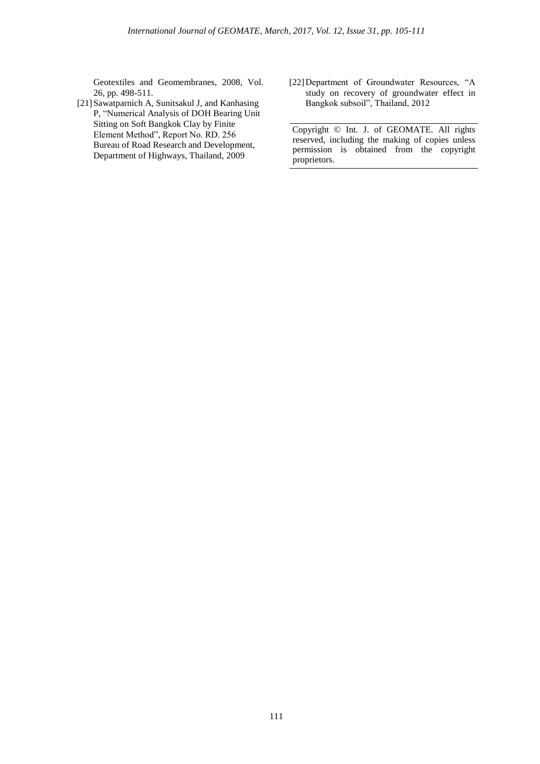Geotextiles and Geomembranes, 2008, Vol. 26, pp. 498-511.

[21] Sawatparnich A, Sunitsakul J, and Kanhasing P, "Numerical Analysis of DOH Bearing Unit Sitting on Soft Bangkok Clay by Finite Element Method", Report No. RD. 256 Bureau of Road Research and Development, Department of Highways, Thailand, 2009

[22] Department of Groundwater Resources, "A study on recovery of groundwater effect in Bangkok subsoil", Thailand, 2012

---

Copyright © Int. J. of GEOMATE. All rights reserved, including the making of copies unless permission is obtained from the copyright proprietors.

---